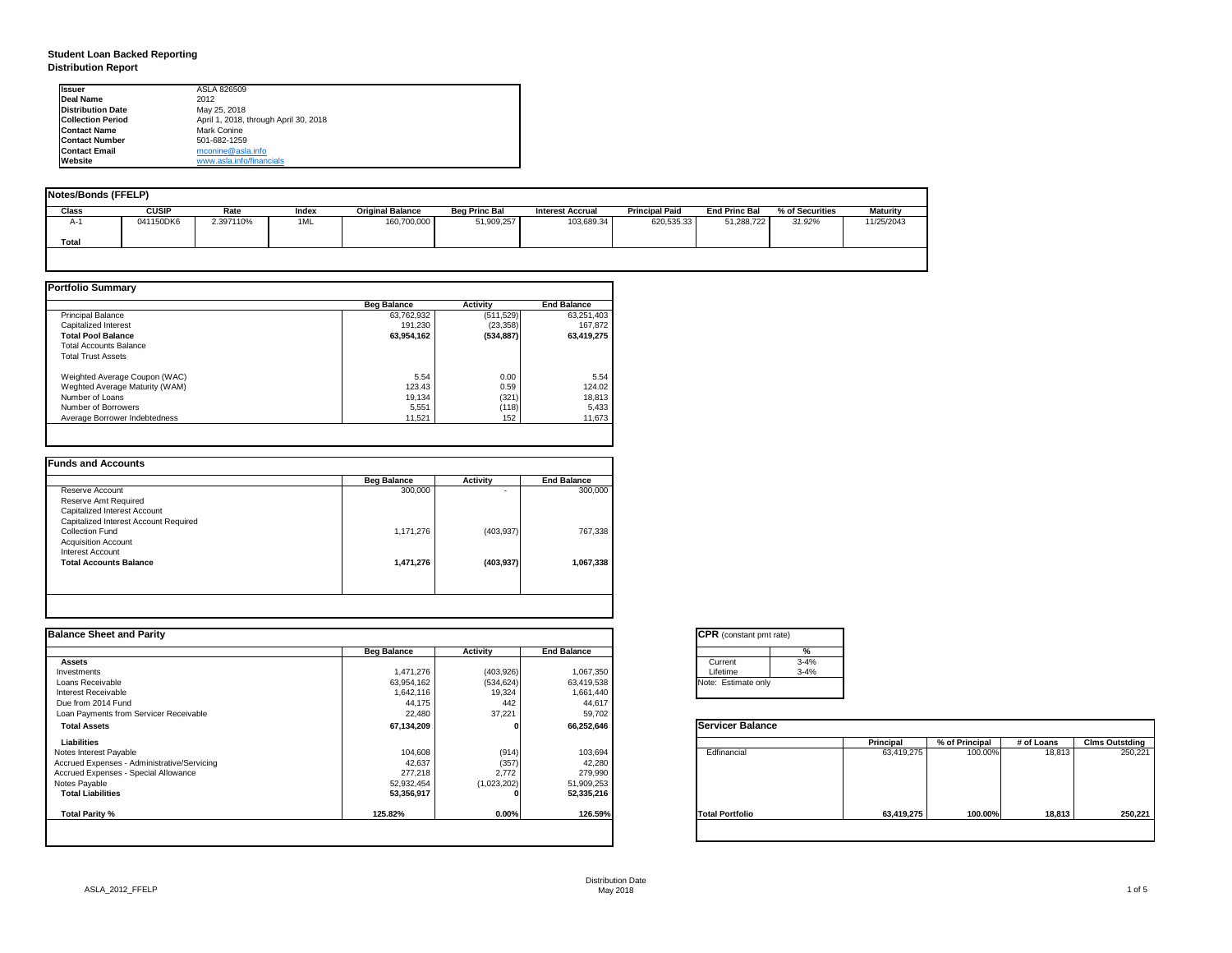**Student Loan Backed Reporting**
**Distribution Report**

| | |
|---|---|
| **Issuer** | ASLA 826509 |
| **Deal Name** | 2012 |
| **Distribution Date** | May 25, 2018 |
| **Collection Period** | April 1, 2018, through April 30, 2018 |
| **Contact Name** | Mark Conine |
| **Contact Number** | 501-682-1259 |
| **Contact Email** | mconine@asla.info |
| **Website** | www.asla.info/financials |

**Notes/Bonds (FFELP)**

| Class | CUSIP | Rate | Index | Original Balance | Beg Princ Bal | Interest Accrual | Principal Paid | End Princ Bal | % of Securities | Maturity |
|---|---|---|---|---|---|---|---|---|---|---|
| A-1 | 041150DK6 | 2.397110% | 1ML | 160,700,000 | 51,909,257 | 103,689.34 | 620,535.33 | 51,288,722 | *31.92%* | 11/25/2043 |
| **Total** | | | | | | | | | | |

**Portfolio Summary**

| | Beg Balance | Activity | End Balance |
|---|---|---|---|
| Principal Balance | 63,762,932 | (511,529) | 63,251,403 |
| Capitalized Interest | 191,230 | (23,358) | 167,872 |
| **Total Pool Balance** | **63,954,162** | **(534,887)** | **63,419,275** |
| Total Accounts Balance | | | |
| Total Trust Assets | | | |
| Weighted Average Coupon (WAC) | 5.54 | 0.00 | 5.54 |
| Weghted Average Maturity (WAM) | 123.43 | 0.59 | 124.02 |
| Number of Loans | 19,134 | (321) | 18,813 |
| Number of Borrowers | 5,551 | (118) | 5,433 |
| Average Borrower Indebtedness | 11,521 | 152 | 11,673 |

**Funds and Accounts**

| | Beg Balance | Activity | End Balance |
|---|---|---|---|
| Reserve Account | 300,000 | - | 300,000 |
| Reserve Amt Required | | | |
| Capitalized Interest Account | | | |
| Capitalized Interest Account Required | | | |
| Collection Fund | 1,171,276 | (403,937) | 767,338 |
| Acquisition Account | | | |
| Interest Account | | | |
| **Total Accounts Balance** | **1,471,276** | **(403,937)** | **1,067,338** |

**Balance Sheet and Parity**

| | Beg Balance | Activity | End Balance |
|---|---|---|---|
| **Assets** | | | |
| Investments | 1,471,276 | (403,926) | 1,067,350 |
| Loans Receivable | 63,954,162 | (534,624) | 63,419,538 |
| Interest Receivable | 1,642,116 | 19,324 | 1,661,440 |
| Due from 2014 Fund | 44,175 | 442 | 44,617 |
| Loan Payments from Servicer Receivable | 22,480 | 37,221 | 59,702 |
| **Total Assets** | **67,134,209** | **0** | **66,252,646** |
| **Liabilities** | | | |
| Notes Interest Payable | 104,608 | (914) | 103,694 |
| Accrued Expenses - Administrative/Servicing | 42,637 | (357) | 42,280 |
| Accrued Expenses - Special Allowance | 277,218 | 2,772 | 279,990 |
| Notes Payable | 52,932,454 | (1,023,202) | 51,909,253 |
| **Total Liabilities** | **53,356,917** | **0** | **52,335,216** |
| **Total Parity %** | **125.82%** | **0.00%** | **126.59%** |

**CPR** (constant pmt rate)

| | % |
|---|---|
| Current | 3-4% |
| Lifetime | 3-4% |

Note: Estimate only

**Servicer Balance**

| | Principal | % of Principal | # of Loans | Clms Outstding |
|---|---|---|---|---|
| Edfinancial | 63,419,275 | 100.00% | 18,813 | 250,221 |
| **Total Portfolio** | **63,419,275** | **100.00%** | **18,813** | **250,221** |

ASLA_2012_FFELP

Distribution Date
May 2018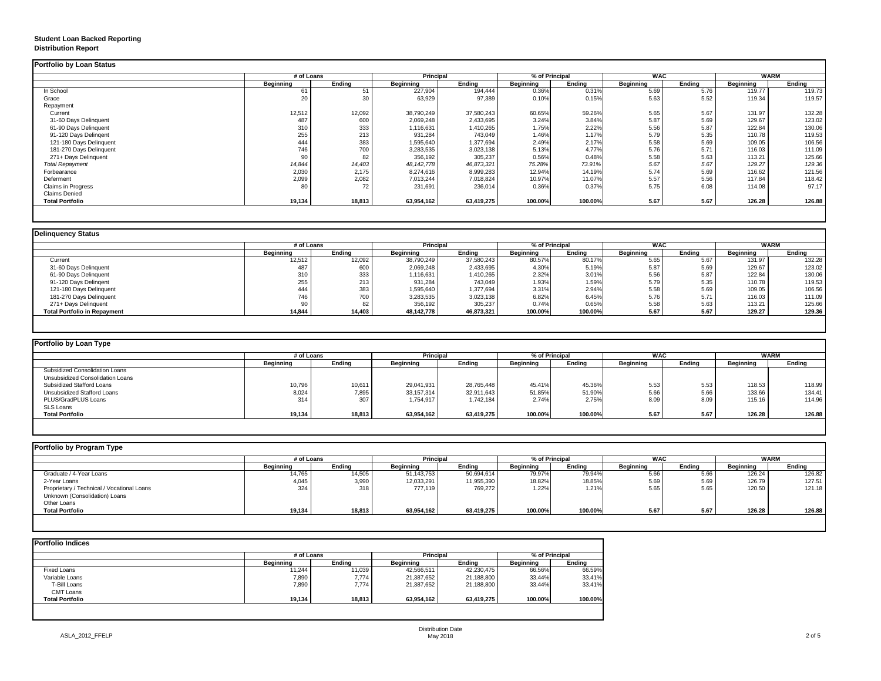**Student Loan Backed Reporting**
**Distribution Report**

## Portfolio by Loan Status

| | # of Loans | | Principal | | % of Principal | | WAC | | WARM | |
|---|---|---|---|---|---|---|---|---|---|---|
| | Beginning | Ending | Beginning | Ending | Beginning | Ending | Beginning | Ending | Beginning | Ending |
| In School | 61 | 51 | 227,904 | 194,444 | 0.36% | 0.31% | 5.69 | 5.76 | 119.77 | 119.73 |
| Grace | 20 | 30 | 63,929 | 97,389 | 0.10% | 0.15% | 5.63 | 5.52 | 119.34 | 119.57 |
| Repayment | | | | | | | | | | |
| Current | 12,512 | 12,092 | 38,790,249 | 37,580,243 | 60.65% | 59.26% | 5.65 | 5.67 | 131.97 | 132.28 |
| 31-60 Days Delinquent | 487 | 600 | 2,069,248 | 2,433,695 | 3.24% | 3.84% | 5.87 | 5.69 | 129.67 | 123.02 |
| 61-90 Days Delinquent | 310 | 333 | 1,116,631 | 1,410,265 | 1.75% | 2.22% | 5.56 | 5.87 | 122.84 | 130.06 |
| 91-120 Days Delingent | 255 | 213 | 931,284 | 743,049 | 1.46% | 1.17% | 5.79 | 5.35 | 110.78 | 119.53 |
| 121-180 Days Delinquent | 444 | 383 | 1,595,640 | 1,377,694 | 2.49% | 2.17% | 5.58 | 5.69 | 109.05 | 106.56 |
| 181-270 Days Delinquent | 746 | 700 | 3,283,535 | 3,023,138 | 5.13% | 4.77% | 5.76 | 5.71 | 116.03 | 111.09 |
| 271+ Days Delinquent | 90 | 82 | 356,192 | 305,237 | 0.56% | 0.48% | 5.58 | 5.63 | 113.21 | 125.66 |
| *Total Repayment* | *14,844* | *14,403* | *48,142,778* | *46,873,321* | *75.28%* | *73.91%* | *5.67* | *5.67* | *129.27* | *129.36* |
| Forbearance | 2,030 | 2,175 | 8,274,616 | 8,999,283 | 12.94% | 14.19% | 5.74 | 5.69 | 116.62 | 121.56 |
| Deferment | 2,099 | 2,082 | 7,013,244 | 7,018,824 | 10.97% | 11.07% | 5.57 | 5.56 | 117.84 | 118.42 |
| Claims in Progress | 80 | 72 | 231,691 | 236,014 | 0.36% | 0.37% | 5.75 | 6.08 | 114.08 | 97.17 |
| Claims Denied | | | | | | | | | | |
| **Total Portfolio** | **19,134** | **18,813** | **63,954,162** | **63,419,275** | **100.00%** | **100.00%** | **5.67** | **5.67** | **126.28** | **126.88** |

## Delinquency Status

| | # of Loans | | Principal | | % of Principal | | WAC | | WARM | |
|---|---|---|---|---|---|---|---|---|---|---|
| | Beginning | Ending | Beginning | Ending | Beginning | Ending | Beginning | Ending | Beginning | Ending |
| Current | 12,512 | 12,092 | 38,790,249 | 37,580,243 | 80.57% | 80.17% | 5.65 | 5.67 | 131.97 | 132.28 |
| 31-60 Days Delinquent | 487 | 600 | 2,069,248 | 2,433,695 | 4.30% | 5.19% | 5.87 | 5.69 | 129.67 | 123.02 |
| 61-90 Days Delinquent | 310 | 333 | 1,116,631 | 1,410,265 | 2.32% | 3.01% | 5.56 | 5.87 | 122.84 | 130.06 |
| 91-120 Days Delingent | 255 | 213 | 931,284 | 743,049 | 1.93% | 1.59% | 5.79 | 5.35 | 110.78 | 119.53 |
| 121-180 Days Delinquent | 444 | 383 | 1,595,640 | 1,377,694 | 3.31% | 2.94% | 5.58 | 5.69 | 109.05 | 106.56 |
| 181-270 Days Delinquent | 746 | 700 | 3,283,535 | 3,023,138 | 6.82% | 6.45% | 5.76 | 5.71 | 116.03 | 111.09 |
| 271+ Days Delinquent | 90 | 82 | 356,192 | 305,237 | 0.74% | 0.65% | 5.58 | 5.63 | 113.21 | 125.66 |
| **Total Portfolio in Repayment** | **14,844** | **14,403** | **48,142,778** | **46,873,321** | **100.00%** | **100.00%** | **5.67** | **5.67** | **129.27** | **129.36** |

## Portfolio by Loan Type

| | # of Loans | | Principal | | % of Principal | | WAC | | WARM | |
|---|---|---|---|---|---|---|---|---|---|---|
| | Beginning | Ending | Beginning | Ending | Beginning | Ending | Beginning | Ending | Beginning | Ending |
| Subsidized Consolidation Loans | | | | | | | | | | |
| Unsubsidized Consolidation Loans | | | | | | | | | | |
| Subsidized Stafford Loans | 10,796 | 10,611 | 29,041,931 | 28,765,448 | 45.41% | 45.36% | 5.53 | 5.53 | 118.53 | 118.99 |
| Unsubsidized Stafford Loans | 8,024 | 7,895 | 33,157,314 | 32,911,643 | 51.85% | 51.90% | 5.66 | 5.66 | 133.66 | 134.41 |
| PLUS/GradPLUS Loans | 314 | 307 | 1,754,917 | 1,742,184 | 2.74% | 2.75% | 8.09 | 8.09 | 115.16 | 114.96 |
| SLS Loans | | | | | | | | | | |
| **Total Portfolio** | **19,134** | **18,813** | **63,954,162** | **63,419,275** | **100.00%** | **100.00%** | **5.67** | **5.67** | **126.28** | **126.88** |

## Portfolio by Program Type

| | # of Loans | | Principal | | % of Principal | | WAC | | WARM | |
|---|---|---|---|---|---|---|---|---|---|---|
| | Beginning | Ending | Beginning | Ending | Beginning | Ending | Beginning | Ending | Beginning | Ending |
| Graduate / 4-Year Loans | 14,765 | 14,505 | 51,143,753 | 50,694,614 | 79.97% | 79.94% | 5.66 | 5.66 | 126.24 | 126.82 |
| 2-Year Loans | 4,045 | 3,990 | 12,033,291 | 11,955,390 | 18.82% | 18.85% | 5.69 | 5.69 | 126.79 | 127.51 |
| Proprietary / Technical / Vocational Loans | 324 | 318 | 777,119 | 769,272 | 1.22% | 1.21% | 5.65 | 5.65 | 120.50 | 121.18 |
| Unknown (Consolidation) Loans | | | | | | | | | | |
| Other Loans | | | | | | | | | | |
| **Total Portfolio** | **19,134** | **18,813** | **63,954,162** | **63,419,275** | **100.00%** | **100.00%** | **5.67** | **5.67** | **126.28** | **126.88** |

## Portfolio Indices

| | # of Loans | | Principal | | % of Principal | |
|---|---|---|---|---|---|---|
| | Beginning | Ending | Beginning | Ending | Beginning | Ending |
| Fixed Loans | 11,244 | 11,039 | 42,566,511 | 42,230,475 | 66.56% | 66.59% |
| Variable Loans | 7,890 | 7,774 | 21,387,652 | 21,188,800 | 33.44% | 33.41% |
| T-Bill Loans | 7,890 | 7,774 | 21,387,652 | 21,188,800 | 33.44% | 33.41% |
| CMT Loans | | | | | | |
| **Total Portfolio** | **19,134** | **18,813** | **63,954,162** | **63,419,275** | **100.00%** | **100.00%** |

ASLA_2012_FFELP

Distribution Date
May 2018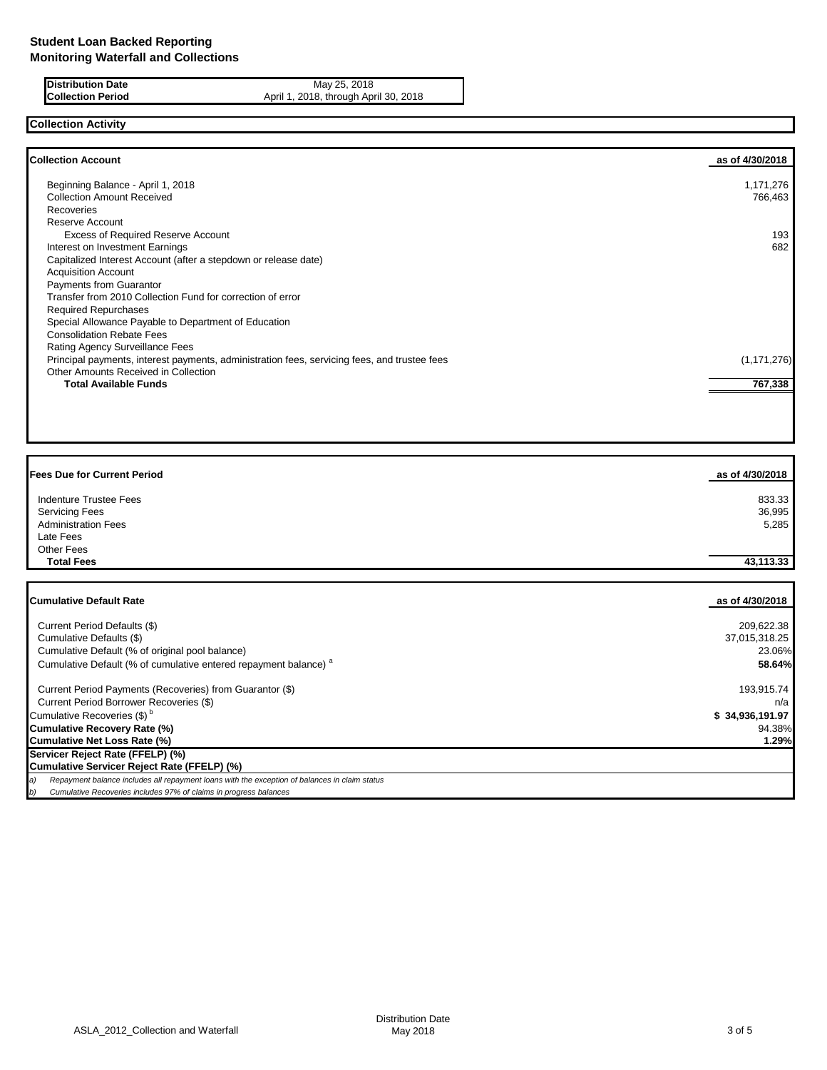# Student Loan Backed Reporting
## Monitoring Waterfall and Collections

| | |
|---|---|
| **Distribution Date** | May 25, 2018 |
| **Collection Period** | April 1, 2018, through April 30, 2018 |

### Collection Activity

| **Collection Account** | **as of 4/30/2018** |
|---|---|
| Beginning Balance - April 1, 2018 | 1,171,276 |
| Collection Amount Received | 766,463 |
| Recoveries | |
| Reserve Account | |
| Excess of Required Reserve Account | 193 |
| Interest on Investment Earnings | 682 |
| Capitalized Interest Account (after a stepdown or release date) | |
| Acquisition Account | |
| Payments from Guarantor | |
| Transfer from 2010 Collection Fund for correction of error | |
| Required Repurchases | |
| Special Allowance Payable to Department of Education | |
| Consolidation Rebate Fees | |
| Rating Agency Surveillance Fees | |
| Principal payments, interest payments, administration fees, servicing fees, and trustee fees | (1,171,276) |
| Other Amounts Received in Collection | |
| **Total Available Funds** | **767,338** |

| **Fees Due for Current Period** | **as of 4/30/2018** |
|---|---|
| Indenture Trustee Fees | 833.33 |
| Servicing Fees | 36,995 |
| Administration Fees | 5,285 |
| Late Fees | |
| Other Fees | |
| **Total Fees** | **43,113.33** |

| **Cumulative Default Rate** | **as of 4/30/2018** |
|---|---|
| Current Period Defaults ($) | 209,622.38 |
| Cumulative Defaults ($) | 37,015,318.25 |
| Cumulative Default (% of original pool balance) | 23.06% |
| Cumulative Default (% of cumulative entered repayment balance) [a] | **58.64%** |
| Current Period Payments (Recoveries) from Guarantor ($) | 193,915.74 |
| Current Period Borrower Recoveries ($) | n/a |
| Cumulative Recoveries ($) [b] | **$ 34,936,191.97** |
| **Cumulative Recovery Rate (%)** | 94.38% |
| **Cumulative Net Loss Rate (%)** | **1.29%** |
| **Servicer Reject Rate (FFELP) (%)** | |
| **Cumulative Servicer Reject Rate (FFELP) (%)** | |

*a) Repayment balance includes all repayment loans with the exception of balances in claim status*

*b) Cumulative Recoveries includes 97% of claims in progress balances*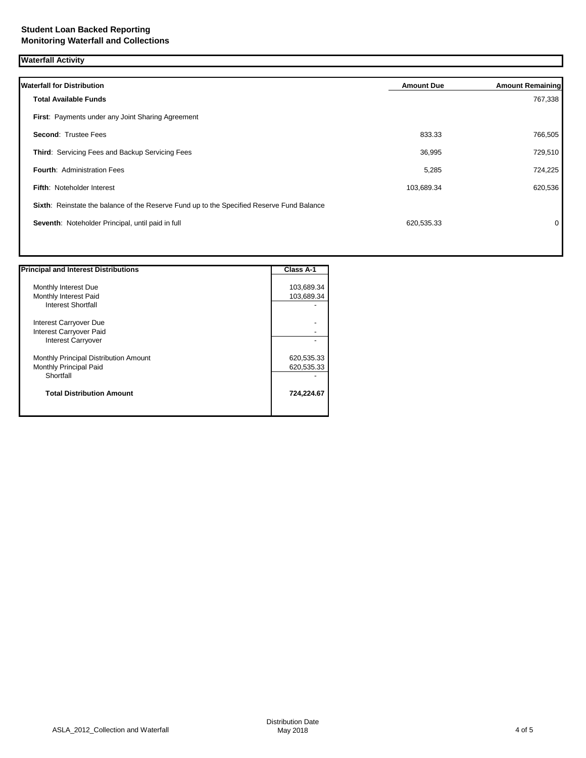**Student Loan Backed Reporting**
**Monitoring Waterfall and Collections**

## Waterfall Activity

| Waterfall for Distribution | Amount Due | Amount Remaining |
|---|---|---|
| **Total Available Funds** | | 767,338 |
| **First**: Payments under any Joint Sharing Agreement | | |
| **Second**: Trustee Fees | 833.33 | 766,505 |
| **Third**: Servicing Fees and Backup Servicing Fees | 36,995 | 729,510 |
| **Fourth**: Administration Fees | 5,285 | 724,225 |
| **Fifth**: Noteholder Interest | 103,689.34 | 620,536 |
| **Sixth**: Reinstate the balance of the Reserve Fund up to the Specified Reserve Fund Balance | | |
| **Seventh**: Noteholder Principal, until paid in full | 620,535.33 | 0 |

| Principal and Interest Distributions | Class A-1 |
|---|---|
| Monthly Interest Due | 103,689.34 |
| Monthly Interest Paid | 103,689.34 |
| Interest Shortfall | - |
| Interest Carryover Due | - |
| Interest Carryover Paid | - |
| Interest Carryover | - |
| Monthly Principal Distribution Amount | 620,535.33 |
| Monthly Principal Paid | 620,535.33 |
| Shortfall | - |
| **Total Distribution Amount** | **724,224.67** |

ASLA_2012_Collection and Waterfall

Distribution Date
May 2018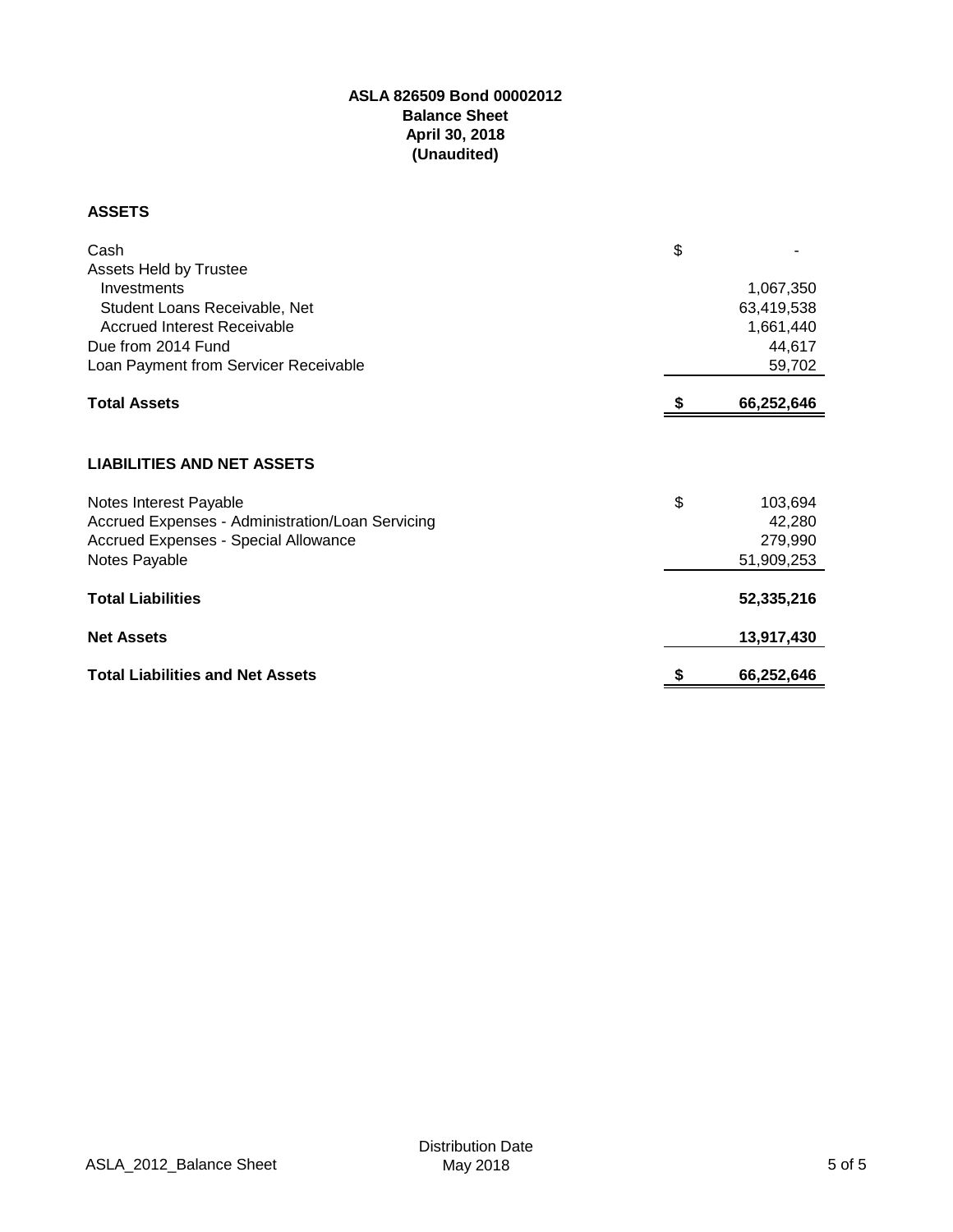**ASLA 826509 Bond 00002012**
**Balance Sheet**
**April 30, 2018**
**(Unaudited)**

**ASSETS**

| | | |
|---|---|---|
| Cash | $ | - |
| Assets Held by Trustee | | |
| Investments | | 1,067,350 |
| Student Loans Receivable, Net | | 63,419,538 |
| Accrued Interest Receivable | | 1,661,440 |
| Due from 2014 Fund | | 44,617 |
| Loan Payment from Servicer Receivable | | 59,702 |
| **Total Assets** | **$** | **66,252,646** |

**LIABILITIES AND NET ASSETS**

| | | |
|---|---|---|
| Notes Interest Payable | $ | 103,694 |
| Accrued Expenses - Administration/Loan Servicing | | 42,280 |
| Accrued Expenses - Special Allowance | | 279,990 |
| Notes Payable | | 51,909,253 |
| **Total Liabilities** | | **52,335,216** |
| **Net Assets** | | **13,917,430** |
| **Total Liabilities and Net Assets** | **$** | **66,252,646** |

ASLA_2012_Balance Sheet

Distribution Date
May 2018